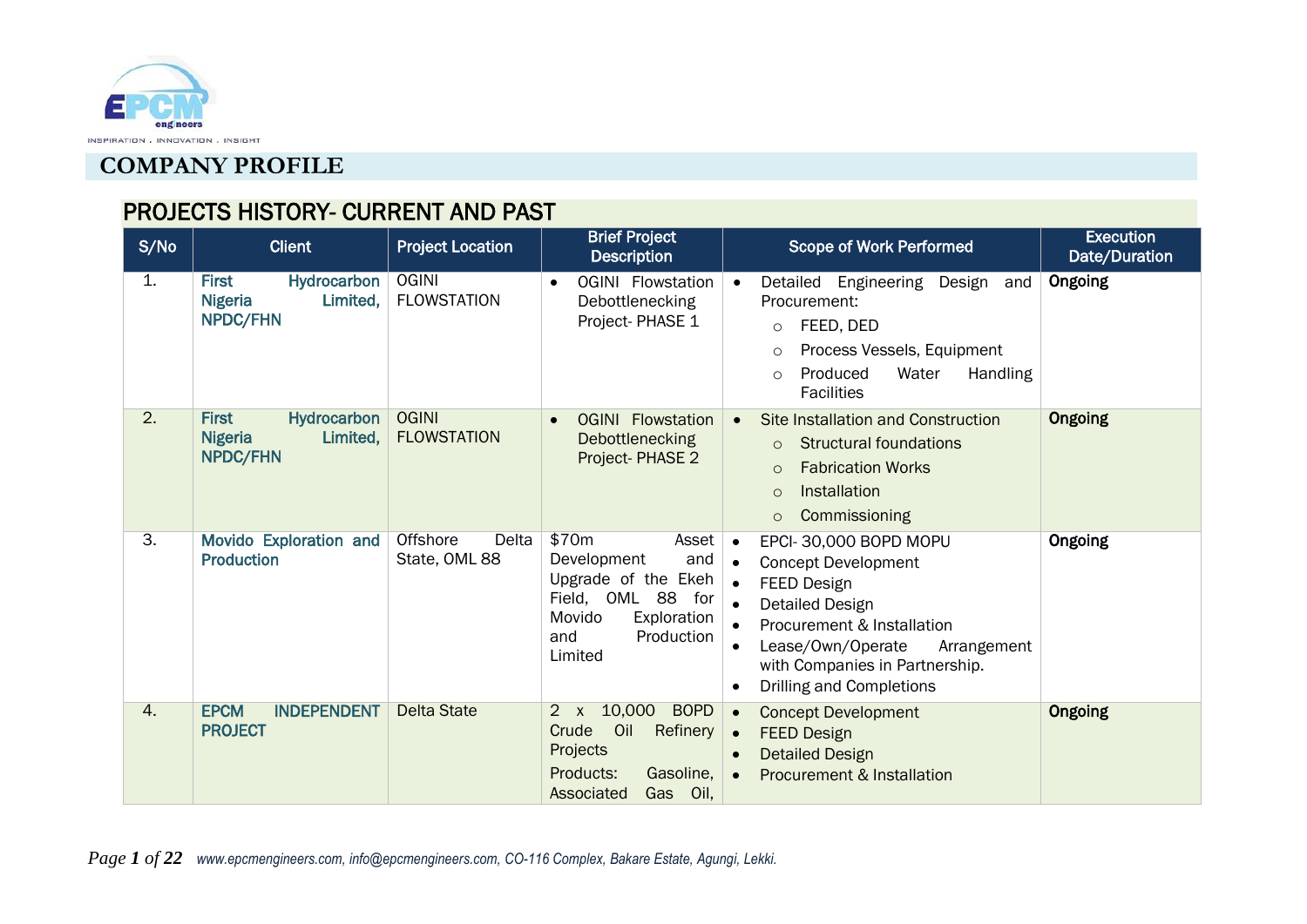# COMPANY PROFILE

## PROJECTS HISTORY- CURRENT AND PAST

| S/No | Client | Project Location | Brief Project Description | Scope of Work Performed | Execution Date/Duration |
|---|---|---|---|---|---|
| 1. | **First Hydrocarbon Nigeria Limited, NPDC/FHN** | OGINI FLOWSTATION | • OGINI Flowstation Debottlenecking Project- PHASE 1 | • Detailed Engineering Design and Procurement:<br>○ FEED, DED<br>○ Process Vessels, Equipment<br>○ Produced Water Handling Facilities | **Ongoing** |
| 2. | **First Hydrocarbon Nigeria Limited, NPDC/FHN** | OGINI FLOWSTATION | • OGINI Flowstation Debottlenecking Project- PHASE 2 | • Site Installation and Construction<br>○ Structural foundations<br>○ Fabrication Works<br>○ Installation<br>○ Commissioning | **Ongoing** |
| 3. | **Movido Exploration and Production** | Offshore Delta State, OML 88 | $70m Asset Development and Upgrade of the Ekeh Field, OML 88 for Movido Exploration and Production Limited | • EPCI- 30,000 BOPD MOPU<br>• Concept Development<br>• FEED Design<br>• Detailed Design<br>• Procurement & Installation<br>• Lease/Own/Operate Arrangement with Companies in Partnership.<br>• Drilling and Completions | **Ongoing** |
| 4. | **EPCM INDEPENDENT PROJECT** | Delta State | 2 x 10,000 BOPD Crude Oil Refinery Projects<br>Products: Gasoline, Associated Gas Oil, | • Concept Development<br>• FEED Design<br>• Detailed Design<br>• Procurement & Installation | **Ongoing** |

www.epcmengineers.com, info@epcmengineers.com, CO-116 Complex, Bakare Estate, Agungi, Lekki.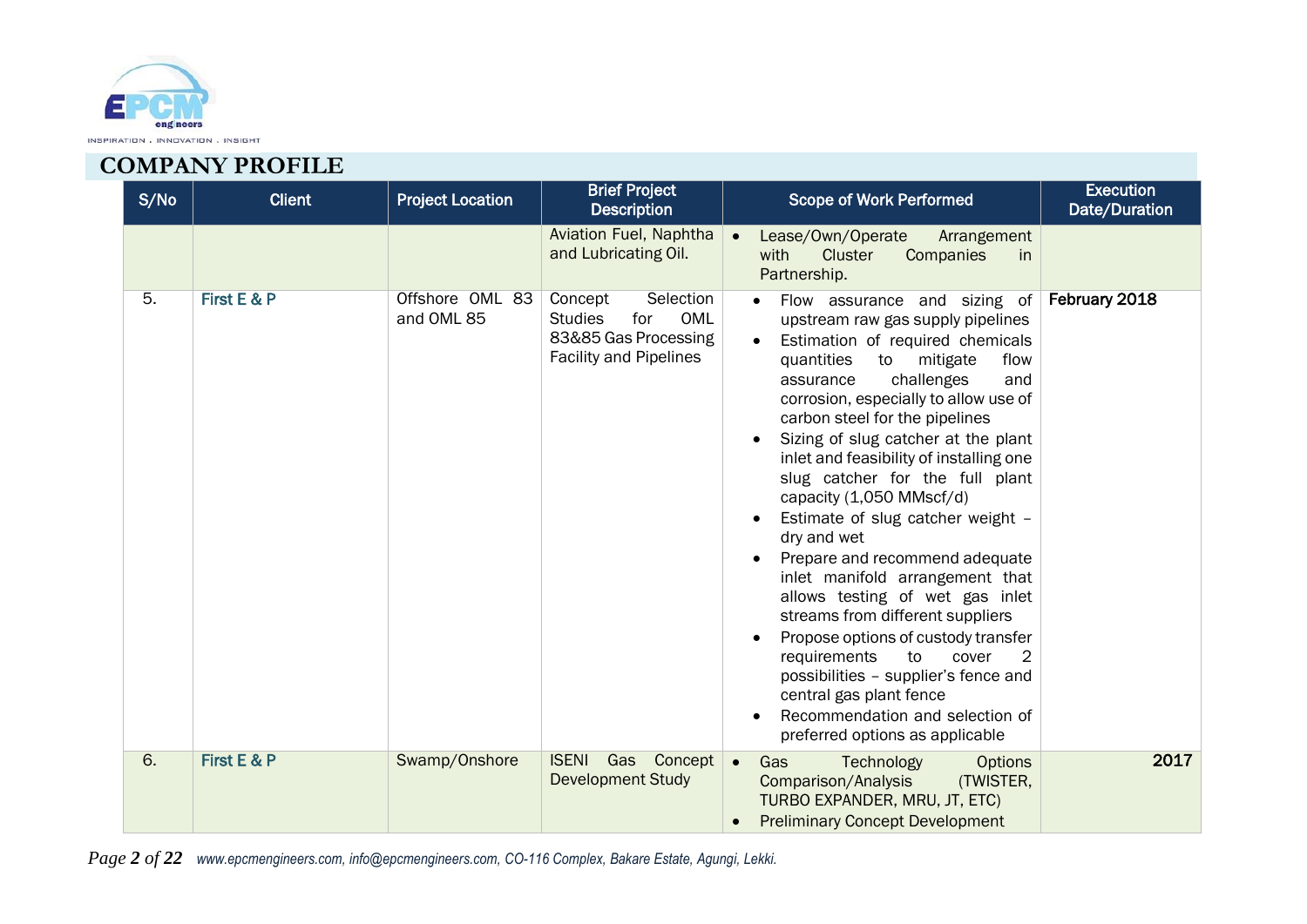## COMPANY PROFILE

| S/No | Client | Project Location | Brief Project Description | Scope of Work Performed | Execution Date/Duration |
|---|---|---|---|---|---|
| | | | Aviation Fuel, Naphtha and Lubricating Oil. | • Lease/Own/Operate Arrangement with Cluster Companies in Partnership. | |
| 5. | First E & P | Offshore OML 83 and OML 85 | Concept Selection Studies for OML 83&85 Gas Processing Facility and Pipelines | • Flow assurance and sizing of upstream raw gas supply pipelines<br>• Estimation of required chemicals quantities to mitigate flow assurance challenges and corrosion, especially to allow use of carbon steel for the pipelines<br>• Sizing of slug catcher at the plant inlet and feasibility of installing one slug catcher for the full plant capacity (1,050 MMscf/d)<br>• Estimate of slug catcher weight – dry and wet<br>• Prepare and recommend adequate inlet manifold arrangement that allows testing of wet gas inlet streams from different suppliers<br>• Propose options of custody transfer requirements to cover 2 possibilities – supplier's fence and central gas plant fence<br>• Recommendation and selection of preferred options as applicable | **February 2018** |
| 6. | First E & P | Swamp/Onshore | ISENI Gas Concept Development Study | • Gas Technology Options Comparison/Analysis (TWISTER, TURBO EXPANDER, MRU, JT, ETC)<br>• Preliminary Concept Development | **2017** |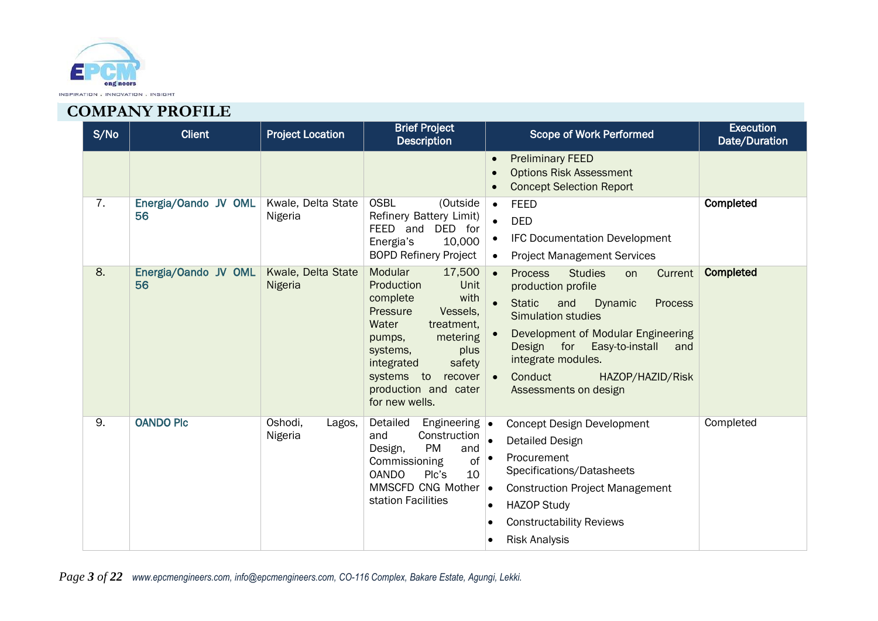## COMPANY PROFILE

| S/No | Client | Project Location | Brief Project Description | Scope of Work Performed | Execution Date/Duration |
|---|---|---|---|---|---|
| | | | | • Preliminary FEED<br>• Options Risk Assessment<br>• Concept Selection Report | |
| 7. | **Energia/Oando JV OML 56** | Kwale, Delta State Nigeria | OSBL (Outside Refinery Battery Limit) FEED and DED for Energia's 10,000 BOPD Refinery Project | • FEED<br>• DED<br>• IFC Documentation Development<br>• Project Management Services | **Completed** |
| 8. | **Energia/Oando JV OML 56** | Kwale, Delta State Nigeria | Modular 17,500 Production Unit complete with Pressure Vessels, Water treatment, pumps, metering systems, plus integrated safety systems to recover production and cater for new wells. | • Process Studies on Current production profile<br>• Static and Dynamic Process Simulation studies<br>• Development of Modular Engineering Design for Easy-to-install and integrate modules.<br>• Conduct HAZOP/HAZID/Risk Assessments on design | **Completed** |
| 9. | **OANDO Plc** | Oshodi, Lagos, Nigeria | Detailed Engineering and Construction Design, PM and Commissioning of OANDO Plc's 10 MMSCFD CNG Mother station Facilities | • Concept Design Development<br>• Detailed Design<br>• Procurement Specifications/Datasheets<br>• Construction Project Management<br>• HAZOP Study<br>• Constructability Reviews<br>• Risk Analysis | Completed |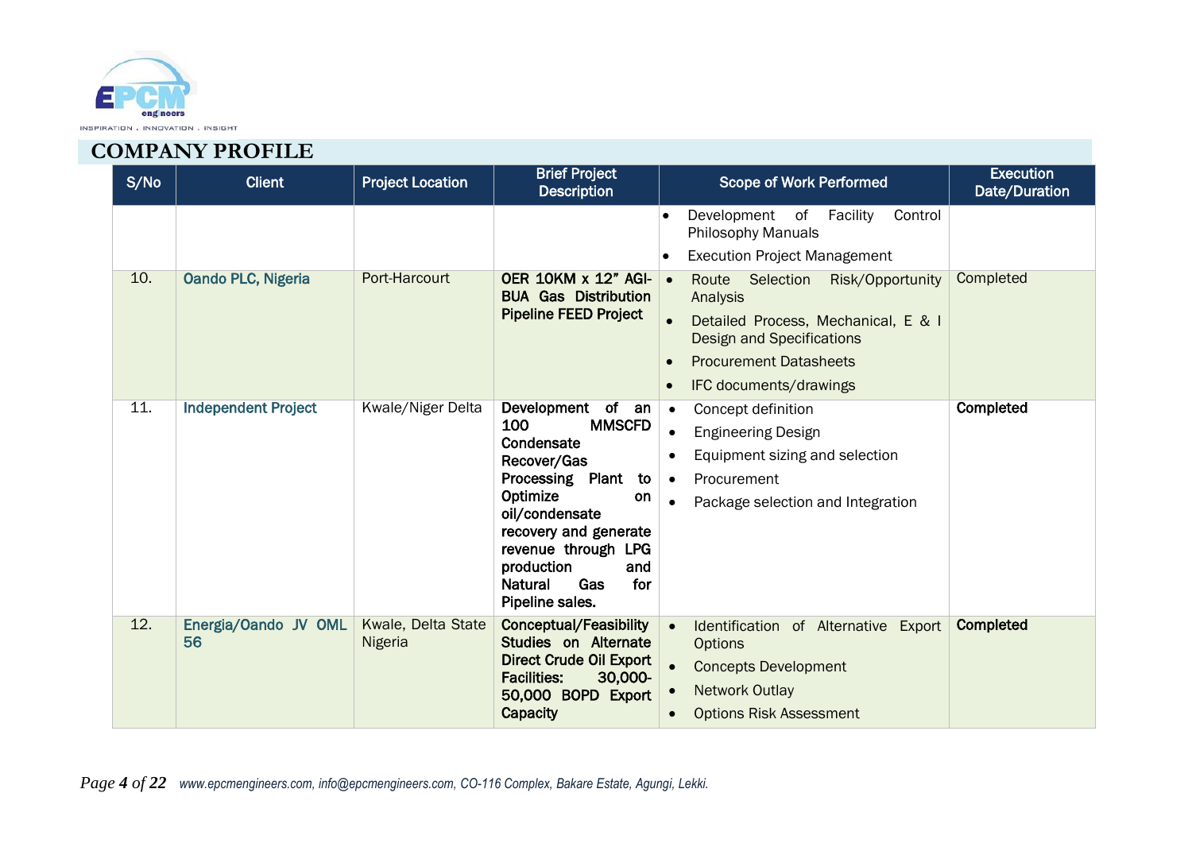## COMPANY PROFILE

| S/No | Client | Project Location | Brief Project Description | Scope of Work Performed | Execution Date/Duration |
|---|---|---|---|---|---|
| | | | | • Development of Facility Control Philosophy Manuals<br>• Execution Project Management | |
| 10. | Oando PLC, Nigeria | Port-Harcourt | **OER 10KM x 12" AGI-BUA Gas Distribution Pipeline FEED Project** | • Route Selection Risk/Opportunity Analysis<br>• Detailed Process, Mechanical, E & I Design and Specifications<br>• Procurement Datasheets<br>• IFC documents/drawings | Completed |
| 11. | Independent Project | Kwale/Niger Delta | **Development of an 100 MMSCFD Condensate Recover/Gas Processing Plant to Optimize on oil/condensate recovery and generate revenue through LPG production and Natural Gas for Pipeline sales.** | • Concept definition<br>• Engineering Design<br>• Equipment sizing and selection<br>• Procurement<br>• Package selection and Integration | **Completed** |
| 12. | Energia/Oando JV OML 56 | Kwale, Delta State Nigeria | **Conceptual/Feasibility Studies on Alternate Direct Crude Oil Export Facilities: 30,000-50,000 BOPD Export Capacity** | • Identification of Alternative Export Options<br>• Concepts Development<br>• Network Outlay<br>• Options Risk Assessment | **Completed** |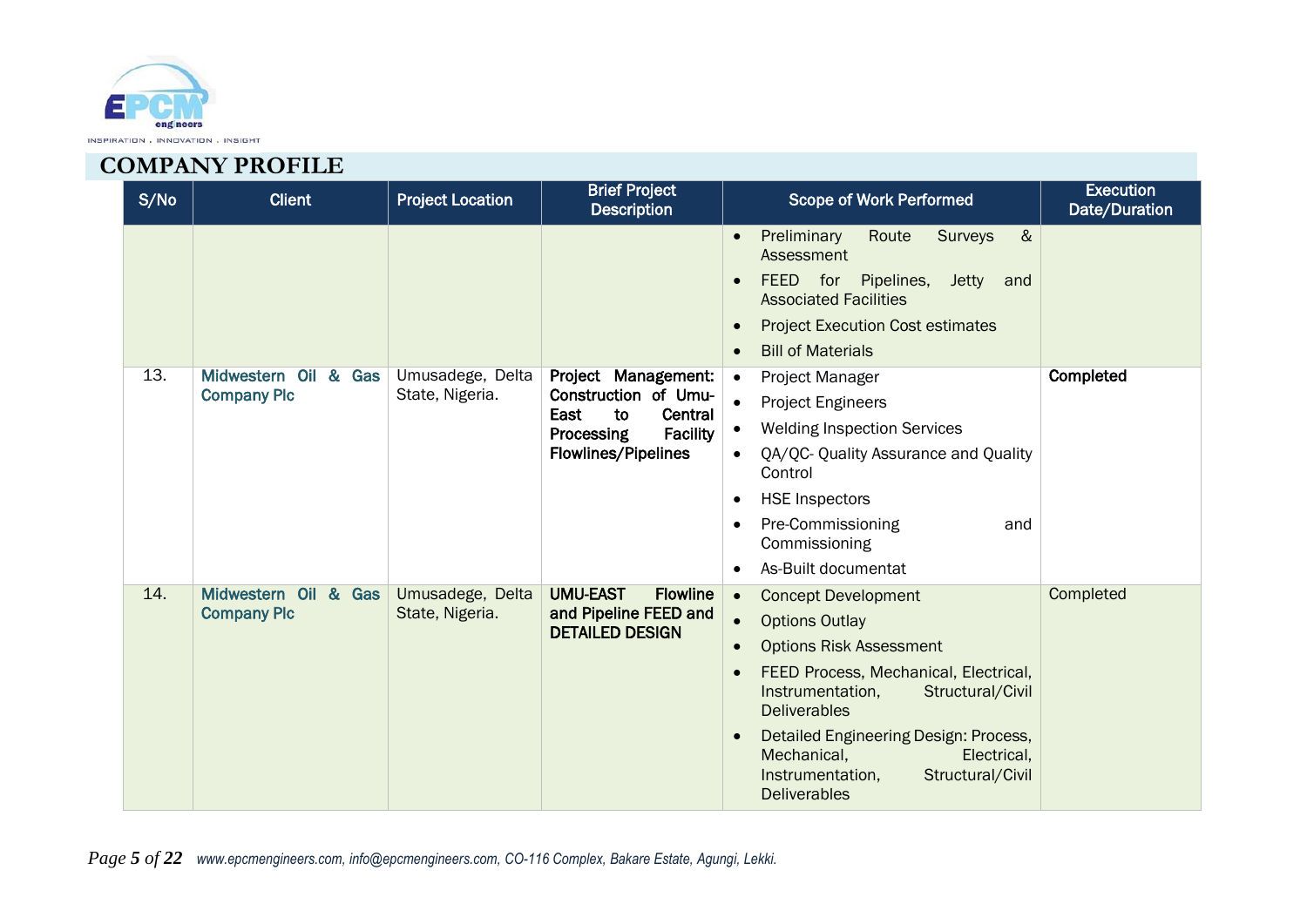## COMPANY PROFILE

| S/No | Client | Project Location | Brief Project Description | Scope of Work Performed | Execution Date/Duration |
|---|---|---|---|---|---|
| | | | | • Preliminary Route Surveys & Assessment<br>• FEED for Pipelines, Jetty and Associated Facilities<br>• Project Execution Cost estimates<br>• Bill of Materials | |
| 13. | Midwestern Oil & Gas Company Plc | Umusadege, Delta State, Nigeria. | **Project Management: Construction of Umu-East to Central Processing Facility Flowlines/Pipelines** | • Project Manager<br>• Project Engineers<br>• Welding Inspection Services<br>• QA/QC- Quality Assurance and Quality Control<br>• HSE Inspectors<br>• Pre-Commissioning and Commissioning<br>• As-Built documentat | **Completed** |
| 14. | Midwestern Oil & Gas Company Plc | Umusadege, Delta State, Nigeria. | **UMU-EAST Flowline and Pipeline FEED and DETAILED DESIGN** | • Concept Development<br>• Options Outlay<br>• Options Risk Assessment<br>• FEED Process, Mechanical, Electrical, Instrumentation, Structural/Civil Deliverables<br>• Detailed Engineering Design: Process, Mechanical, Electrical, Instrumentation, Structural/Civil Deliverables | Completed |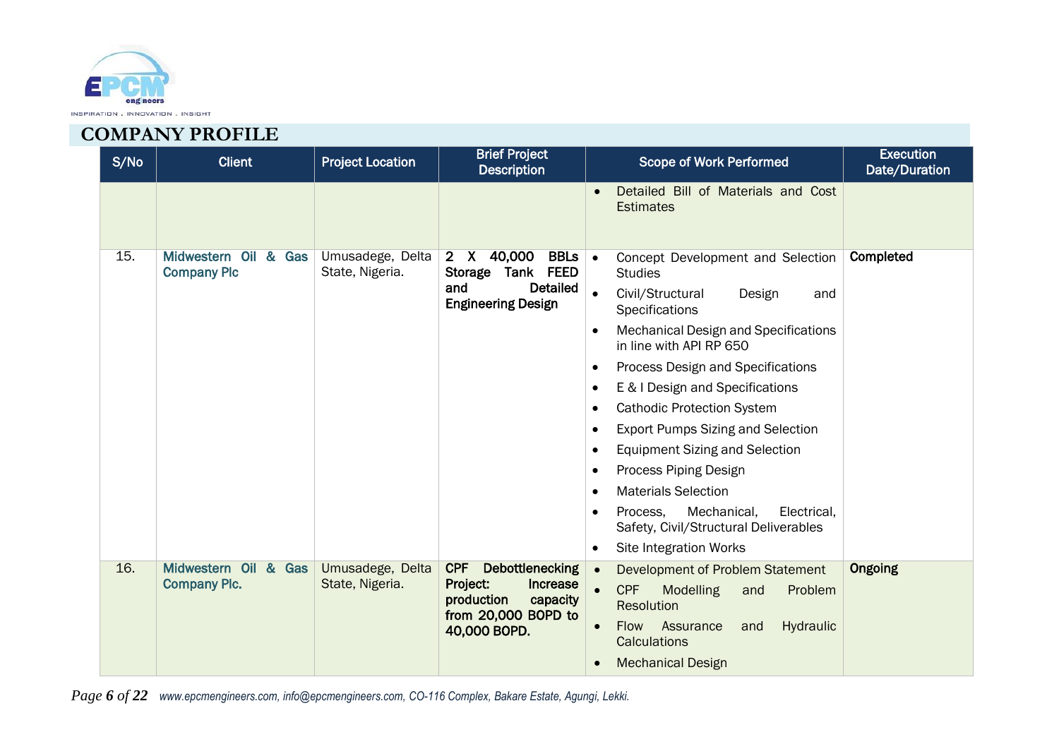## COMPANY PROFILE

| S/No | Client | Project Location | Brief Project Description | Scope of Work Performed | Execution Date/Duration |
|---|---|---|---|---|---|
| | | | | • Detailed Bill of Materials and Cost Estimates | |
| 15. | Midwestern Oil & Gas Company Plc | Umusadege, Delta State, Nigeria. | **2 X 40,000 BBLs Storage Tank FEED and Detailed Engineering Design** | • Concept Development and Selection Studies<br>• Civil/Structural Design and Specifications<br>• Mechanical Design and Specifications in line with API RP 650<br>• Process Design and Specifications<br>• E & I Design and Specifications<br>• Cathodic Protection System<br>• Export Pumps Sizing and Selection<br>• Equipment Sizing and Selection<br>• Process Piping Design<br>• Materials Selection<br>• Process, Mechanical, Electrical, Safety, Civil/Structural Deliverables<br>• Site Integration Works | **Completed** |
| 16. | Midwestern Oil & Gas Company Plc. | Umusadege, Delta State, Nigeria. | **CPF Debottlenecking Project: Increase production capacity from 20,000 BOPD to 40,000 BOPD.** | • Development of Problem Statement<br>• CPF Modelling and Problem Resolution<br>• Flow Assurance and Hydraulic Calculations<br>• Mechanical Design | **Ongoing** |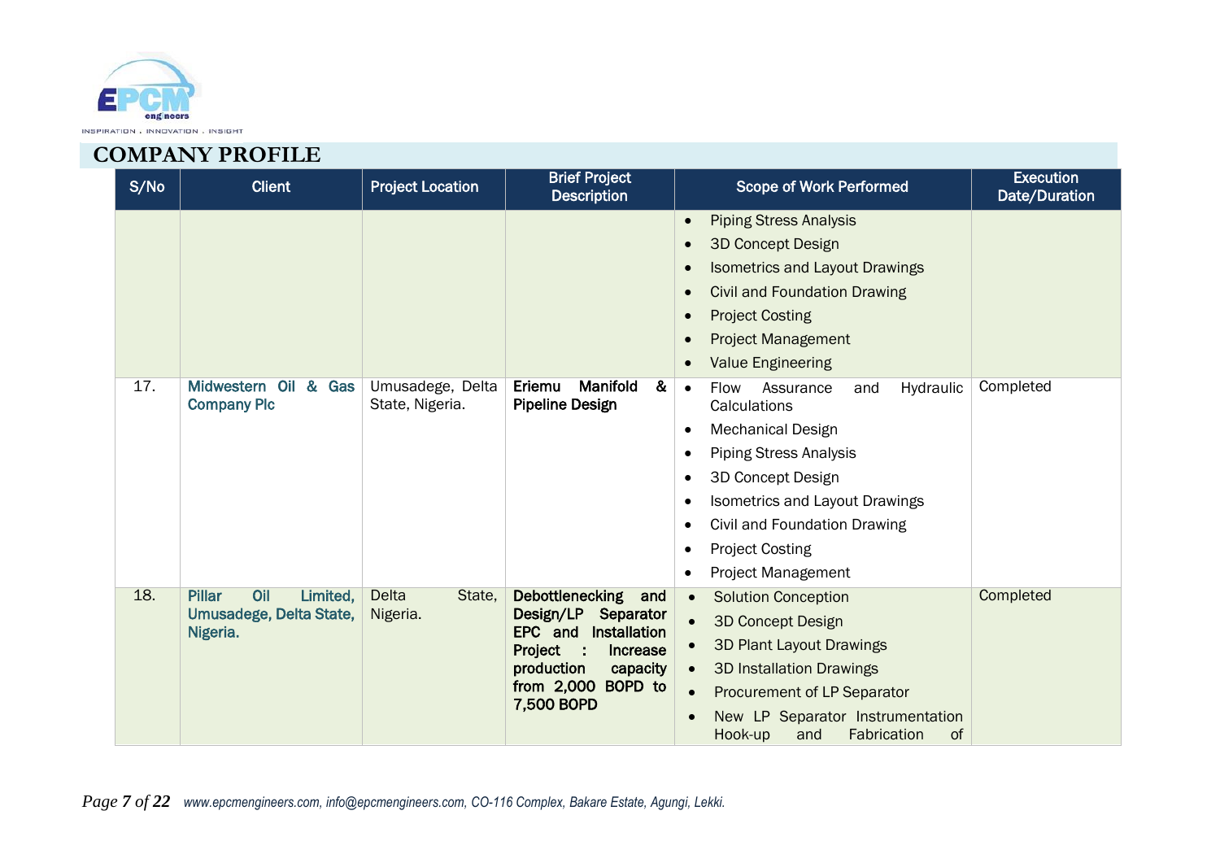## COMPANY PROFILE

| S/No | Client | Project Location | Brief Project Description | Scope of Work Performed | Execution Date/Duration |
|---|---|---|---|---|---|
| | | | | • Piping Stress Analysis<br>• 3D Concept Design<br>• Isometrics and Layout Drawings<br>• Civil and Foundation Drawing<br>• Project Costing<br>• Project Management<br>• Value Engineering | |
| 17. | **Midwestern Oil & Gas Company Plc** | Umusadege, Delta State, Nigeria. | **Eriemu Manifold & Pipeline Design** | • Flow Assurance and Hydraulic Calculations<br>• Mechanical Design<br>• Piping Stress Analysis<br>• 3D Concept Design<br>• Isometrics and Layout Drawings<br>• Civil and Foundation Drawing<br>• Project Costing<br>• Project Management | Completed |
| 18. | **Pillar Oil Limited, Umusadege, Delta State, Nigeria.** | Delta State, Nigeria. | **Debottlenecking and Design/LP Separator EPC and Installation Project : Increase production capacity from 2,000 BOPD to 7,500 BOPD** | • Solution Conception<br>• 3D Concept Design<br>• 3D Plant Layout Drawings<br>• 3D Installation Drawings<br>• Procurement of LP Separator<br>• New LP Separator Instrumentation Hook-up and Fabrication of | Completed |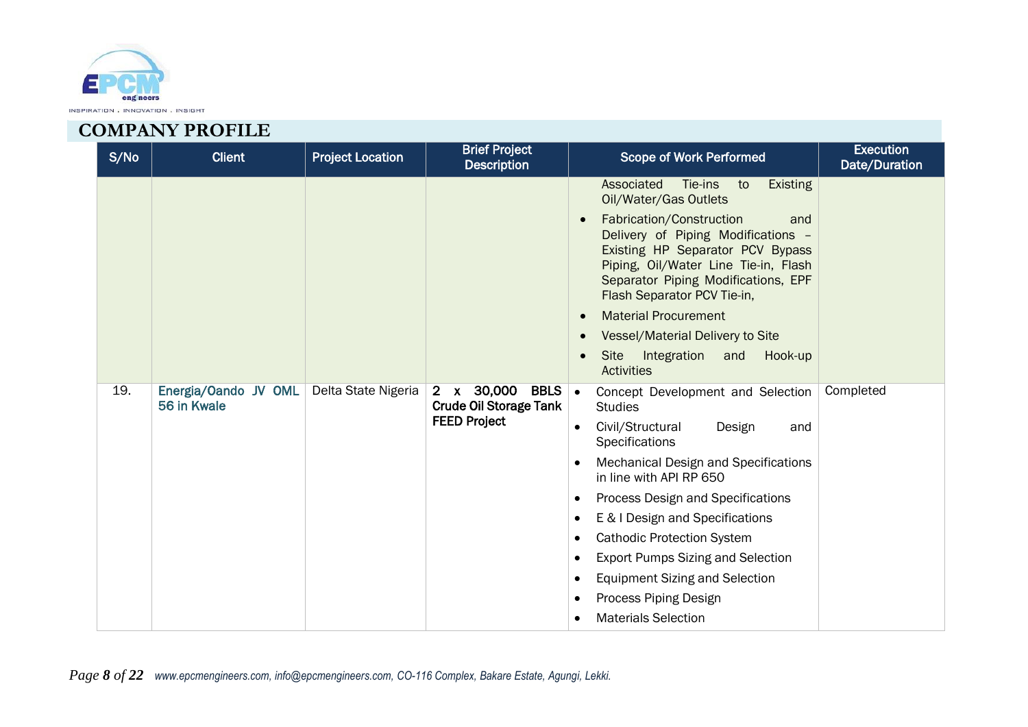## COMPANY PROFILE

| S/No | Client | Project Location | Brief Project Description | Scope of Work Performed | Execution Date/Duration |
|---|---|---|---|---|---|
| | | | | Associated Tie-ins to Existing Oil/Water/Gas Outlets<br>• Fabrication/Construction and Delivery of Piping Modifications – Existing HP Separator PCV Bypass Piping, Oil/Water Line Tie-in, Flash Separator Piping Modifications, EPF Flash Separator PCV Tie-in,<br>• Material Procurement<br>• Vessel/Material Delivery to Site<br>• Site Integration and Hook-up Activities | |
| 19. | Energia/Oando JV OML 56 in Kwale | Delta State Nigeria | **2 x 30,000 BBLS Crude Oil Storage Tank FEED Project** | • Concept Development and Selection Studies<br>• Civil/Structural Design and Specifications<br>• Mechanical Design and Specifications in line with API RP 650<br>• Process Design and Specifications<br>• E & I Design and Specifications<br>• Cathodic Protection System<br>• Export Pumps Sizing and Selection<br>• Equipment Sizing and Selection<br>• Process Piping Design<br>• Materials Selection | Completed |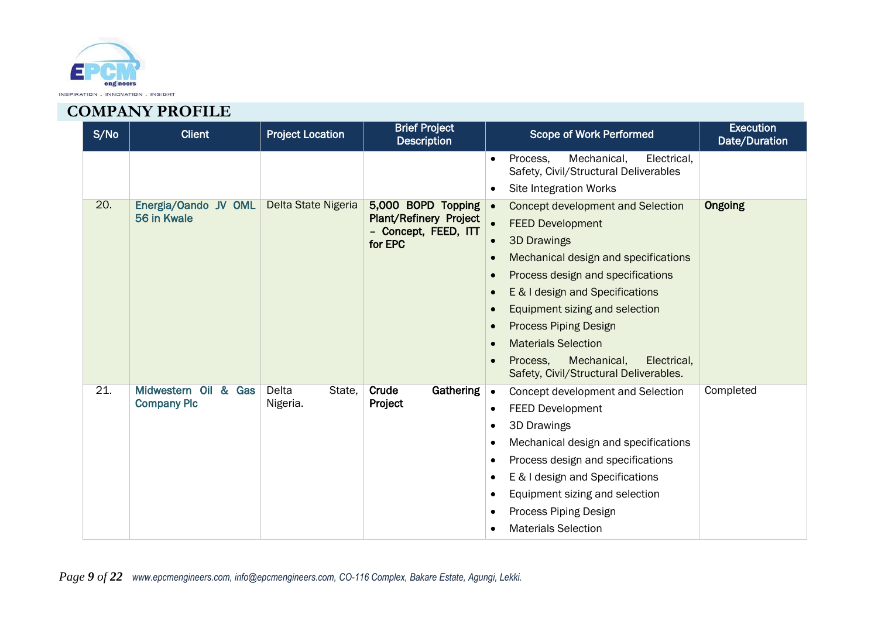## COMPANY PROFILE

| S/No | Client | Project Location | Brief Project Description | Scope of Work Performed | Execution Date/Duration |
|---|---|---|---|---|---|
| | | | | • Process, Mechanical, Electrical, Safety, Civil/Structural Deliverables<br>• Site Integration Works | |
| 20. | Energia/Oando JV OML 56 in Kwale | Delta State Nigeria | **5,000 BOPD Topping Plant/Refinery Project – Concept, FEED, ITT for EPC** | • Concept development and Selection<br>• FEED Development<br>• 3D Drawings<br>• Mechanical design and specifications<br>• Process design and specifications<br>• E & I design and Specifications<br>• Equipment sizing and selection<br>• Process Piping Design<br>• Materials Selection<br>• Process, Mechanical, Electrical, Safety, Civil/Structural Deliverables. | **Ongoing** |
| 21. | Midwestern Oil & Gas Company Plc | Delta State, Nigeria. | **Crude Gathering Project** | • Concept development and Selection<br>• FEED Development<br>• 3D Drawings<br>• Mechanical design and specifications<br>• Process design and specifications<br>• E & I design and Specifications<br>• Equipment sizing and selection<br>• Process Piping Design<br>• Materials Selection | Completed |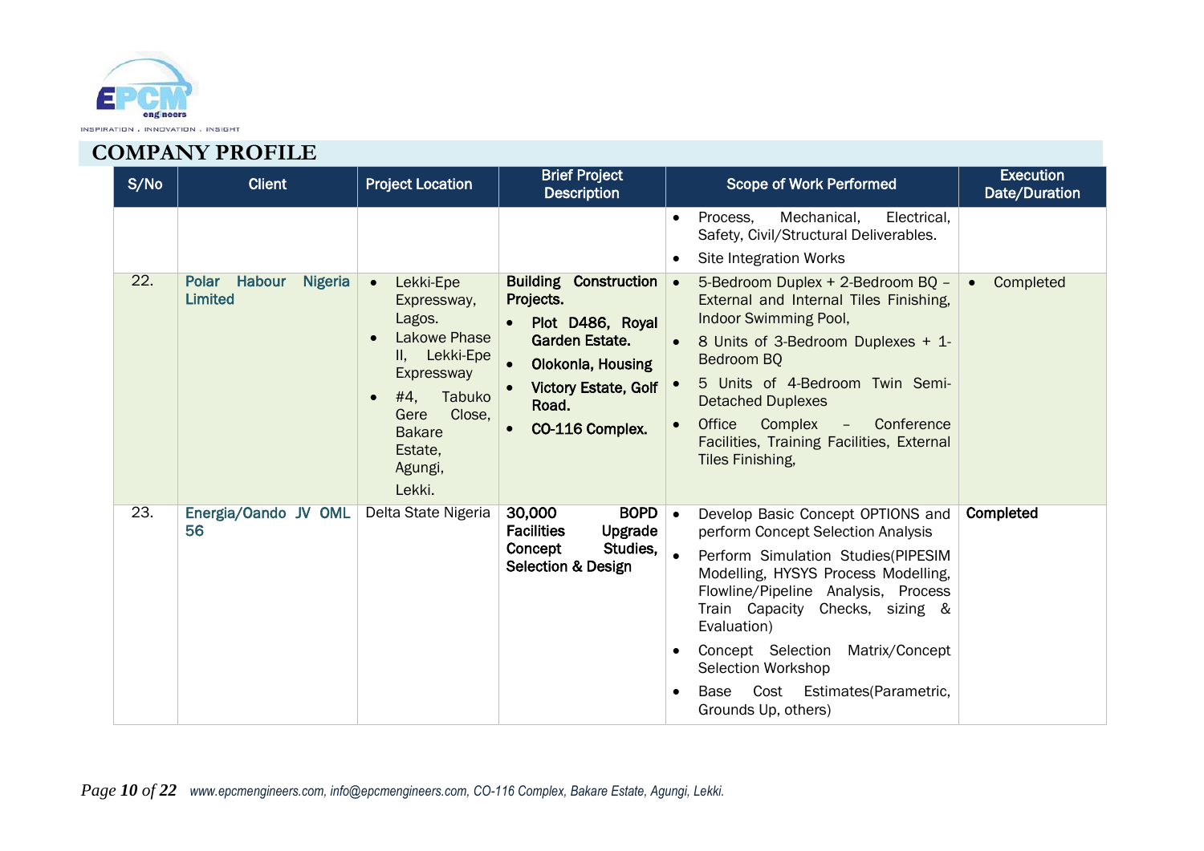## COMPANY PROFILE

| S/No | Client | Project Location | Brief Project Description | Scope of Work Performed | Execution Date/Duration |
|---|---|---|---|---|---|
| | | | | • Process, Mechanical, Electrical, Safety, Civil/Structural Deliverables.<br>• Site Integration Works | |
| 22. | **Polar Habour Nigeria Limited** | • Lekki-Epe Expressway, Lagos.<br>• Lakowe Phase II, Lekki-Epe Expressway<br>• #4, Tabuko Gere Close, Bakare Estate, Agungi, Lekki. | **Building Construction Projects.**<br>• **Plot D486, Royal Garden Estate.**<br>• **Olokonla, Housing**<br>• **Victory Estate, Golf Road.**<br>• **CO-116 Complex.** | • 5-Bedroom Duplex + 2-Bedroom BQ – External and Internal Tiles Finishing, Indoor Swimming Pool,<br>• 8 Units of 3-Bedroom Duplexes + 1-Bedroom BQ<br>• 5 Units of 4-Bedroom Twin Semi-Detached Duplexes<br>• Office Complex – Conference Facilities, Training Facilities, External Tiles Finishing, | • Completed |
| 23. | **Energia/Oando JV OML 56** | Delta State Nigeria | **30,000 BOPD Facilities Upgrade Concept Studies, Selection & Design** | • Develop Basic Concept OPTIONS and perform Concept Selection Analysis<br>• Perform Simulation Studies(PIPESIM Modelling, HYSYS Process Modelling, Flowline/Pipeline Analysis, Process Train Capacity Checks, sizing & Evaluation)<br>• Concept Selection Matrix/Concept Selection Workshop<br>• Base Cost Estimates(Parametric, Grounds Up, others) | **Completed** |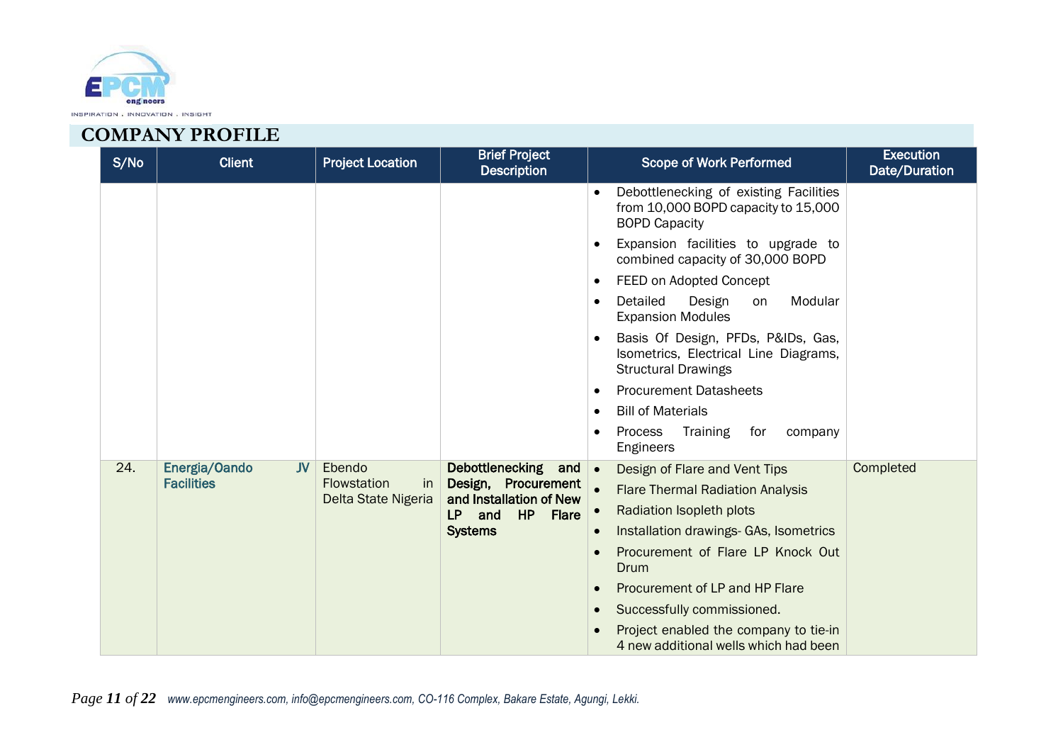## COMPANY PROFILE

| S/No | Client | Project Location | Brief Project Description | Scope of Work Performed | Execution Date/Duration |
|---|---|---|---|---|---|
| | | | | • Debottlenecking of existing Facilities from 10,000 BOPD capacity to 15,000 BOPD Capacity<br>• Expansion facilities to upgrade to combined capacity of 30,000 BOPD<br>• FEED on Adopted Concept<br>• Detailed Design on Modular Expansion Modules<br>• Basis Of Design, PFDs, P&IDs, Gas, Isometrics, Electrical Line Diagrams, Structural Drawings<br>• Procurement Datasheets<br>• Bill of Materials<br>• Process Training for company Engineers | |
| 24. | **Energia/Oando JV Facilities** | Ebendo Flowstation in Delta State Nigeria | **Debottlenecking and Design, Procurement and Installation of New LP and HP Flare Systems** | • Design of Flare and Vent Tips<br>• Flare Thermal Radiation Analysis<br>• Radiation Isopleth plots<br>• Installation drawings- GAs, Isometrics<br>• Procurement of Flare LP Knock Out Drum<br>• Procurement of LP and HP Flare<br>• Successfully commissioned.<br>• Project enabled the company to tie-in 4 new additional wells which had been | Completed |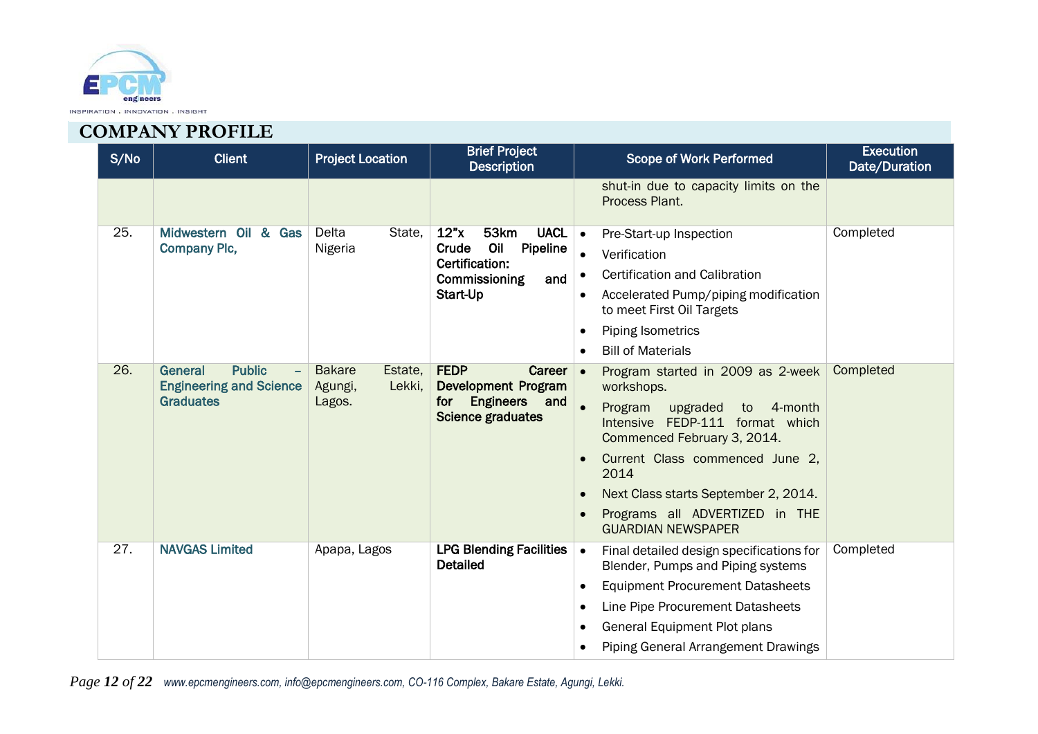## COMPANY PROFILE

| S/No | Client | Project Location | Brief Project Description | Scope of Work Performed | Execution Date/Duration |
|---|---|---|---|---|---|
| | | | | shut-in due to capacity limits on the Process Plant. | |
| 25. | **Midwestern Oil & Gas Company Plc,** | Delta State, Nigeria | **12"x 53km UACL Crude Oil Pipeline Certification: Commissioning and Start-Up** | • Pre-Start-up Inspection<br>• Verification<br>• Certification and Calibration<br>• Accelerated Pump/piping modification to meet First Oil Targets<br>• Piping Isometrics<br>• Bill of Materials | Completed |
| 26. | **General Public – Engineering and Science Graduates** | Bakare Estate, Agungi, Lekki, Lagos. | **FEDP Career Development Program for Engineers and Science graduates** | • Program started in 2009 as 2-week workshops.<br>• Program upgraded to 4-month Intensive FEDP-111 format which Commenced February 3, 2014.<br>• Current Class commenced June 2, 2014<br>• Next Class starts September 2, 2014.<br>• Programs all ADVERTIZED in THE GUARDIAN NEWSPAPER | Completed |
| 27. | **NAVGAS Limited** | Apapa, Lagos | **LPG Blending Facilities Detailed** | • Final detailed design specifications for Blender, Pumps and Piping systems<br>• Equipment Procurement Datasheets<br>• Line Pipe Procurement Datasheets<br>• General Equipment Plot plans<br>• Piping General Arrangement Drawings | Completed |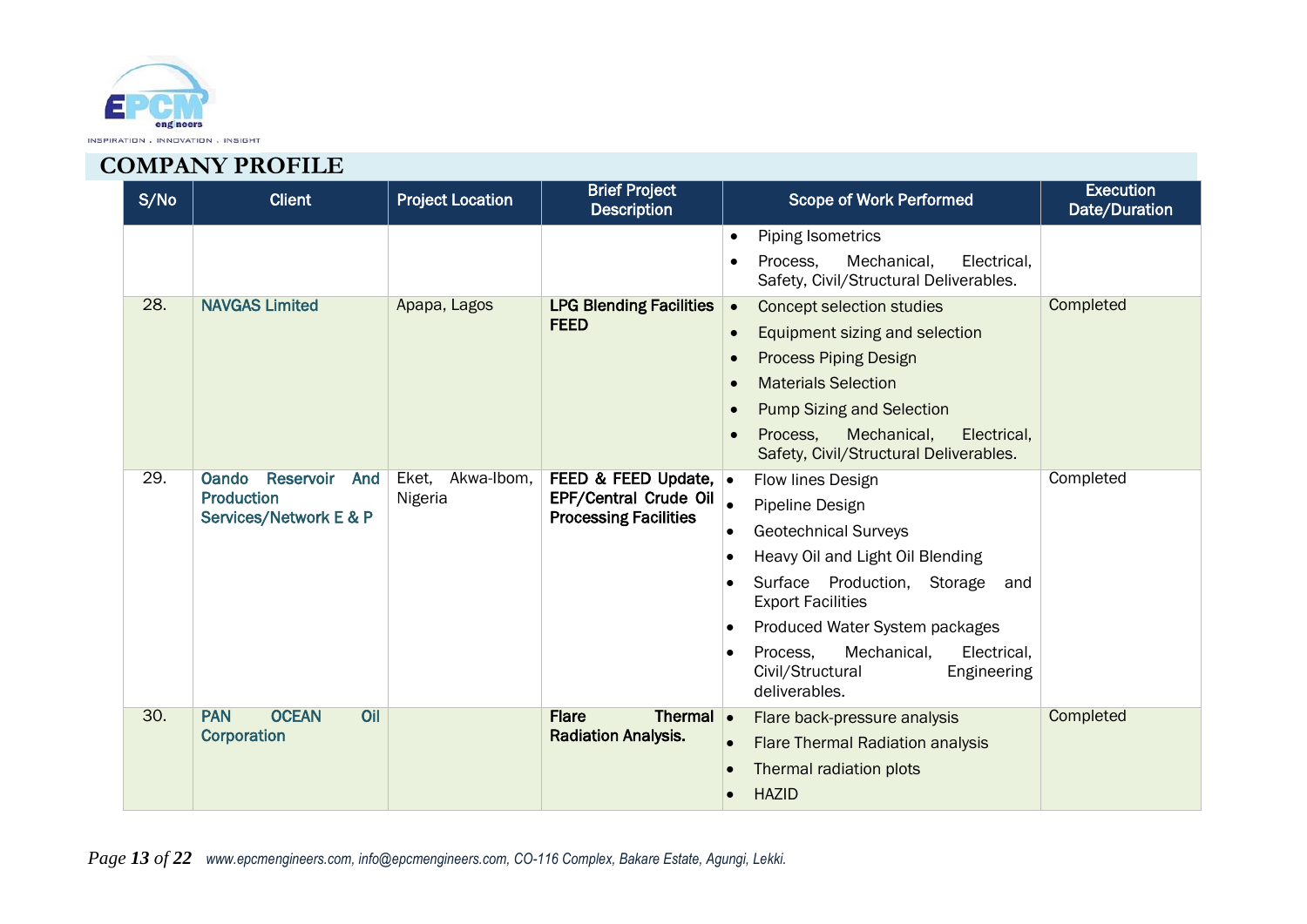## COMPANY PROFILE

| S/No | Client | Project Location | Brief Project Description | Scope of Work Performed | Execution Date/Duration |
|---|---|---|---|---|---|
| | | | | • Piping Isometrics<br>• Process, Mechanical, Electrical, Safety, Civil/Structural Deliverables. | |
| 28. | NAVGAS Limited | Apapa, Lagos | **LPG Blending Facilities FEED** | • Concept selection studies<br>• Equipment sizing and selection<br>• Process Piping Design<br>• Materials Selection<br>• Pump Sizing and Selection<br>• Process, Mechanical, Electrical, Safety, Civil/Structural Deliverables. | Completed |
| 29. | Oando Reservoir And Production Services/Network E & P | Eket, Akwa-Ibom, Nigeria | **FEED & FEED Update, EPF/Central Crude Oil Processing Facilities** | • Flow lines Design<br>• Pipeline Design<br>• Geotechnical Surveys<br>• Heavy Oil and Light Oil Blending<br>• Surface Production, Storage and Export Facilities<br>• Produced Water System packages<br>• Process, Mechanical, Electrical, Civil/Structural Engineering deliverables. | Completed |
| 30. | PAN OCEAN Oil Corporation | | **Flare Thermal Radiation Analysis.** | • Flare back-pressure analysis<br>• Flare Thermal Radiation analysis<br>• Thermal radiation plots<br>• HAZID | Completed |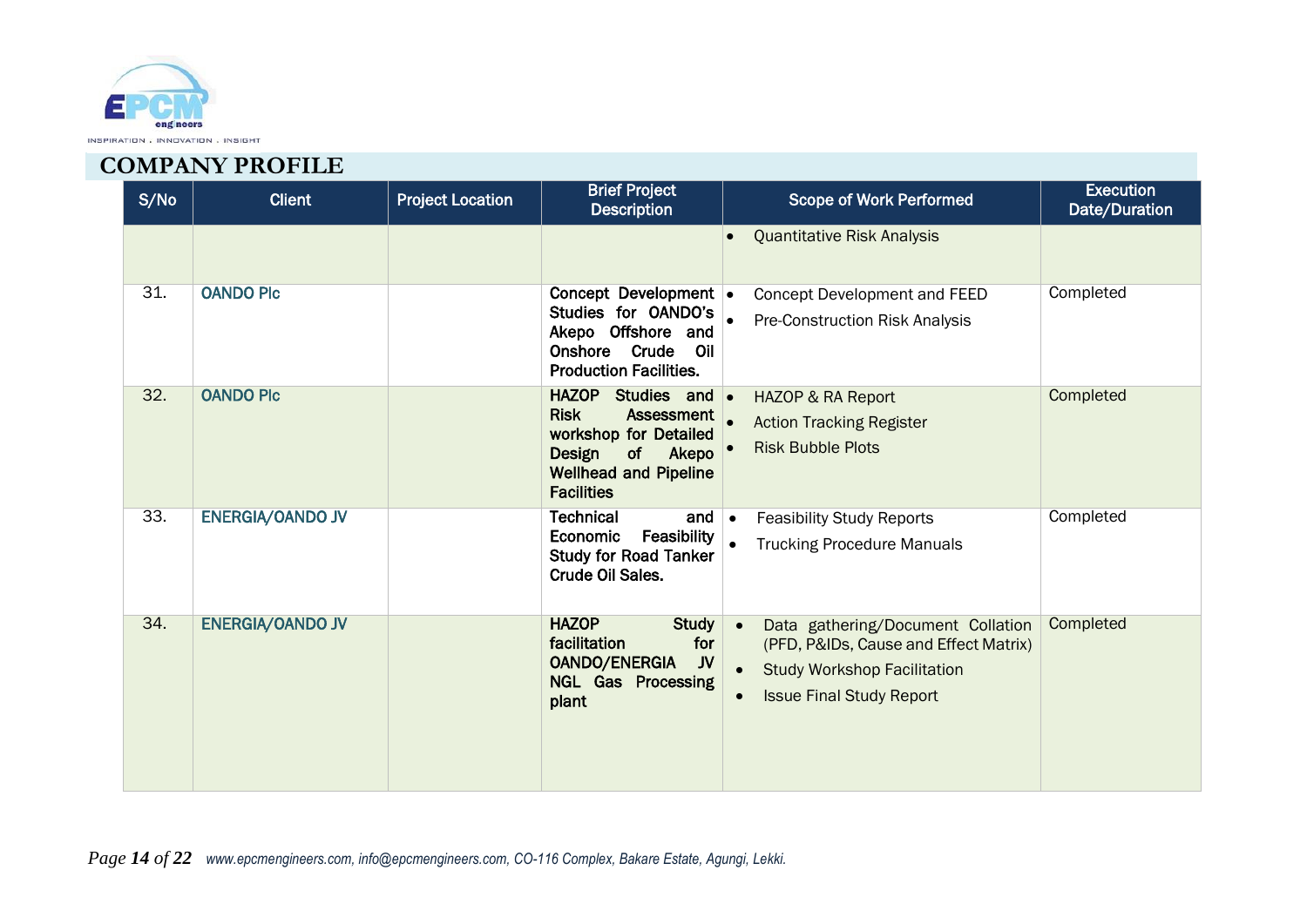## COMPANY PROFILE

| S/No | Client | Project Location | Brief Project Description | Scope of Work Performed | Execution Date/Duration |
|---|---|---|---|---|---|
| | | | | • Quantitative Risk Analysis | |
| 31. | OANDO Plc | | **Concept Development Studies for OANDO's Akepo Offshore and Onshore Crude Oil Production Facilities.** | • Concept Development and FEED<br>• Pre-Construction Risk Analysis | Completed |
| 32. | OANDO Plc | | **HAZOP Studies and Risk Assessment workshop for Detailed Design of Akepo Wellhead and Pipeline Facilities** | • HAZOP & RA Report<br>• Action Tracking Register<br>• Risk Bubble Plots | Completed |
| 33. | ENERGIA/OANDO JV | | **Technical and Economic Feasibility Study for Road Tanker Crude Oil Sales.** | • Feasibility Study Reports<br>• Trucking Procedure Manuals | Completed |
| 34. | ENERGIA/OANDO JV | | **HAZOP Study facilitation for OANDO/ENERGIA JV NGL Gas Processing plant** | • Data gathering/Document Collation (PFD, P&IDs, Cause and Effect Matrix)<br>• Study Workshop Facilitation<br>• Issue Final Study Report | Completed |

*www.epcmengineers.com, info@epcmengineers.com, CO-116 Complex, Bakare Estate, Agungi, Lekki.*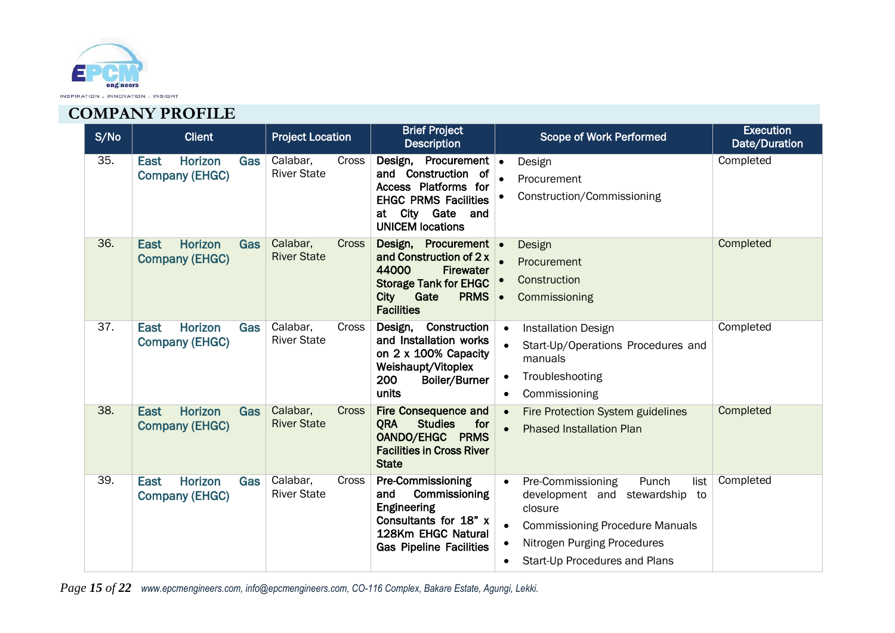## COMPANY PROFILE

| S/No | Client | Project Location | Brief Project Description | Scope of Work Performed | Execution Date/Duration |
|---|---|---|---|---|---|
| 35. | East Horizon Gas Company (EHGC) | Calabar, Cross River State | **Design, Procurement and Construction of Access Platforms for EHGC PRMS Facilities at City Gate and UNICEM locations** | • Design<br>• Procurement<br>• Construction/Commissioning | Completed |
| 36. | East Horizon Gas Company (EHGC) | Calabar, Cross River State | **Design, Procurement and Construction of 2 x 44000 Firewater Storage Tank for EHGC City Gate PRMS Facilities** | • Design<br>• Procurement<br>• Construction<br>• Commissioning | Completed |
| 37. | East Horizon Gas Company (EHGC) | Calabar, Cross River State | **Design, Construction and Installation works on 2 x 100% Capacity Weishaupt/Vitoplex 200 Boiler/Burner units** | • Installation Design<br>• Start-Up/Operations Procedures and manuals<br>• Troubleshooting<br>• Commissioning | Completed |
| 38. | East Horizon Gas Company (EHGC) | Calabar, Cross River State | **Fire Consequence and QRA Studies for OANDO/EHGC PRMS Facilities in Cross River State** | • Fire Protection System guidelines<br>• Phased Installation Plan | Completed |
| 39. | East Horizon Gas Company (EHGC) | Calabar, Cross River State | **Pre-Commissioning and Commissioning Engineering Consultants for 18" x 128Km EHGC Natural Gas Pipeline Facilities** | • Pre-Commissioning Punch list development and stewardship to closure<br>• Commissioning Procedure Manuals<br>• Nitrogen Purging Procedures<br>• Start-Up Procedures and Plans | Completed |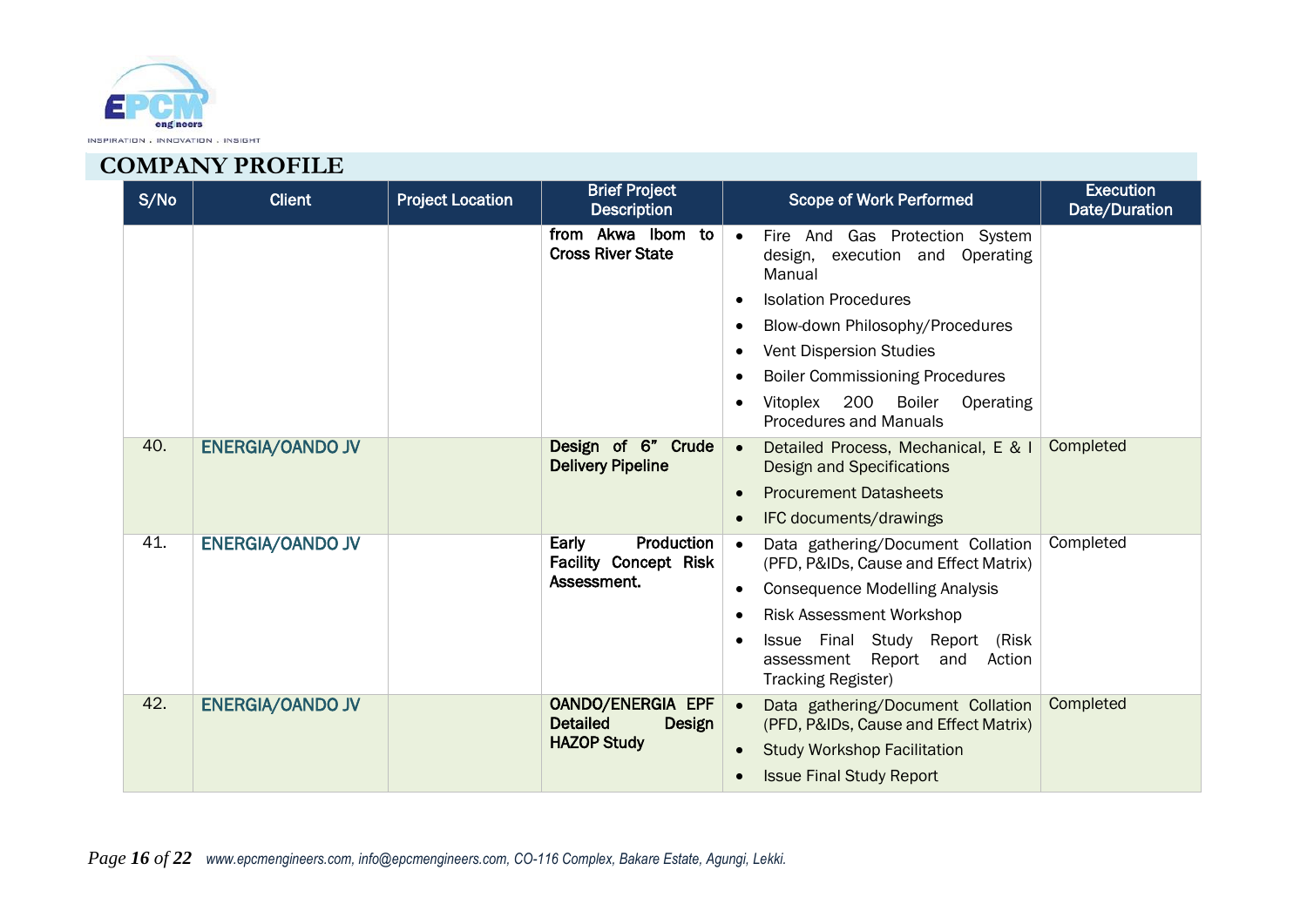## COMPANY PROFILE

| S/No | Client | Project Location | Brief Project Description | Scope of Work Performed | Execution Date/Duration |
|---|---|---|---|---|---|
| | | | **from Akwa Ibom to Cross River State** | • Fire And Gas Protection System design, execution and Operating Manual<br>• Isolation Procedures<br>• Blow-down Philosophy/Procedures<br>• Vent Dispersion Studies<br>• Boiler Commissioning Procedures<br>• Vitoplex 200 Boiler Operating Procedures and Manuals | |
| 40. | ENERGIA/OANDO JV | | **Design of 6" Crude Delivery Pipeline** | • Detailed Process, Mechanical, E & I Design and Specifications<br>• Procurement Datasheets<br>• IFC documents/drawings | Completed |
| 41. | ENERGIA/OANDO JV | | **Early Production Facility Concept Risk Assessment.** | • Data gathering/Document Collation (PFD, P&IDs, Cause and Effect Matrix)<br>• Consequence Modelling Analysis<br>• Risk Assessment Workshop<br>• Issue Final Study Report (Risk assessment Report and Action Tracking Register) | Completed |
| 42. | ENERGIA/OANDO JV | | **OANDO/ENERGIA EPF Detailed Design HAZOP Study** | • Data gathering/Document Collation (PFD, P&IDs, Cause and Effect Matrix)<br>• Study Workshop Facilitation<br>• Issue Final Study Report | Completed |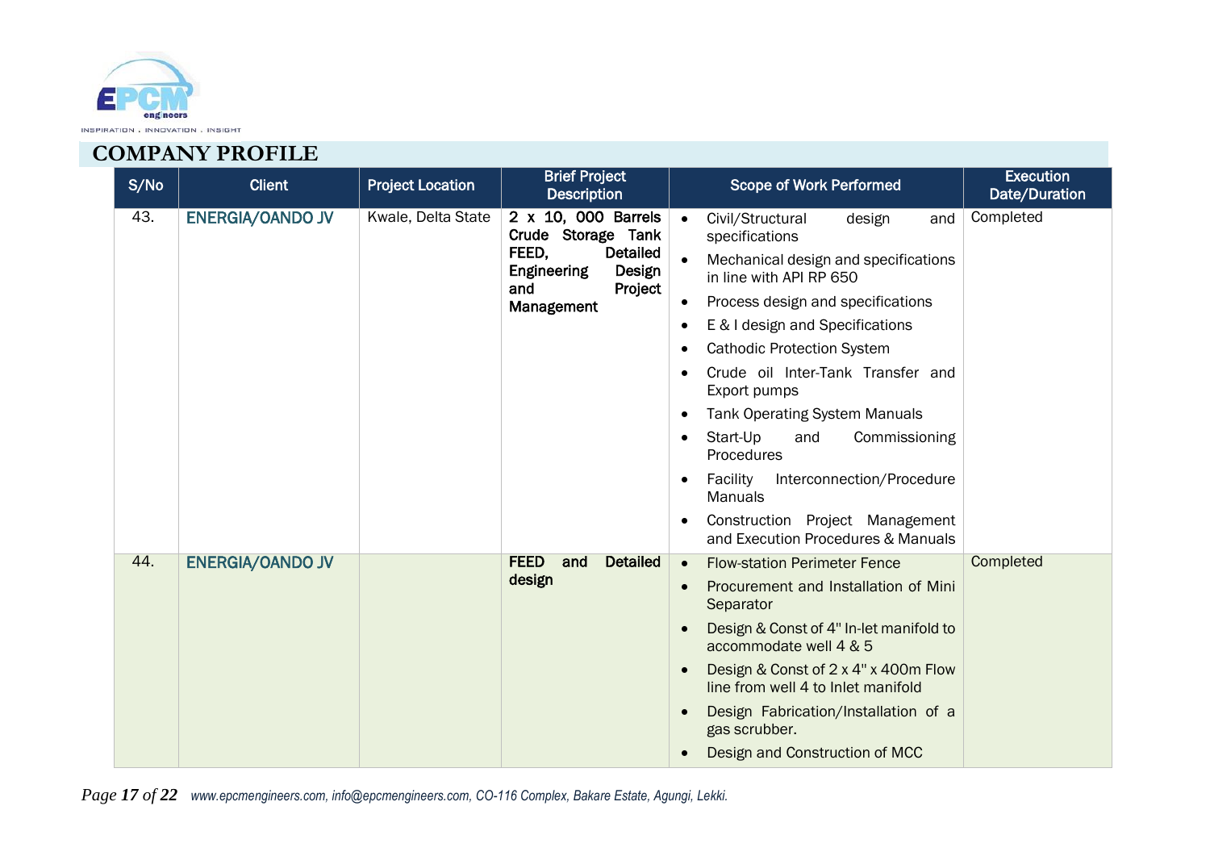## COMPANY PROFILE

| S/No | Client | Project Location | Brief Project Description | Scope of Work Performed | Execution Date/Duration |
|---|---|---|---|---|---|
| 43. | ENERGIA/OANDO JV | Kwale, Delta State | **2 x 10, 000 Barrels Crude Storage Tank FEED, Detailed Engineering Design and Project Management** | • Civil/Structural design and specifications<br>• Mechanical design and specifications in line with API RP 650<br>• Process design and specifications<br>• E & I design and Specifications<br>• Cathodic Protection System<br>• Crude oil Inter-Tank Transfer and Export pumps<br>• Tank Operating System Manuals<br>• Start-Up and Commissioning Procedures<br>• Facility Interconnection/Procedure Manuals<br>• Construction Project Management and Execution Procedures & Manuals | Completed |
| 44. | ENERGIA/OANDO JV | | **FEED and Detailed design** | • Flow-station Perimeter Fence<br>• Procurement and Installation of Mini Separator<br>• Design & Const of 4" In-let manifold to accommodate well 4 & 5<br>• Design & Const of 2 x 4" x 400m Flow line from well 4 to Inlet manifold<br>• Design Fabrication/Installation of a gas scrubber.<br>• Design and Construction of MCC | Completed |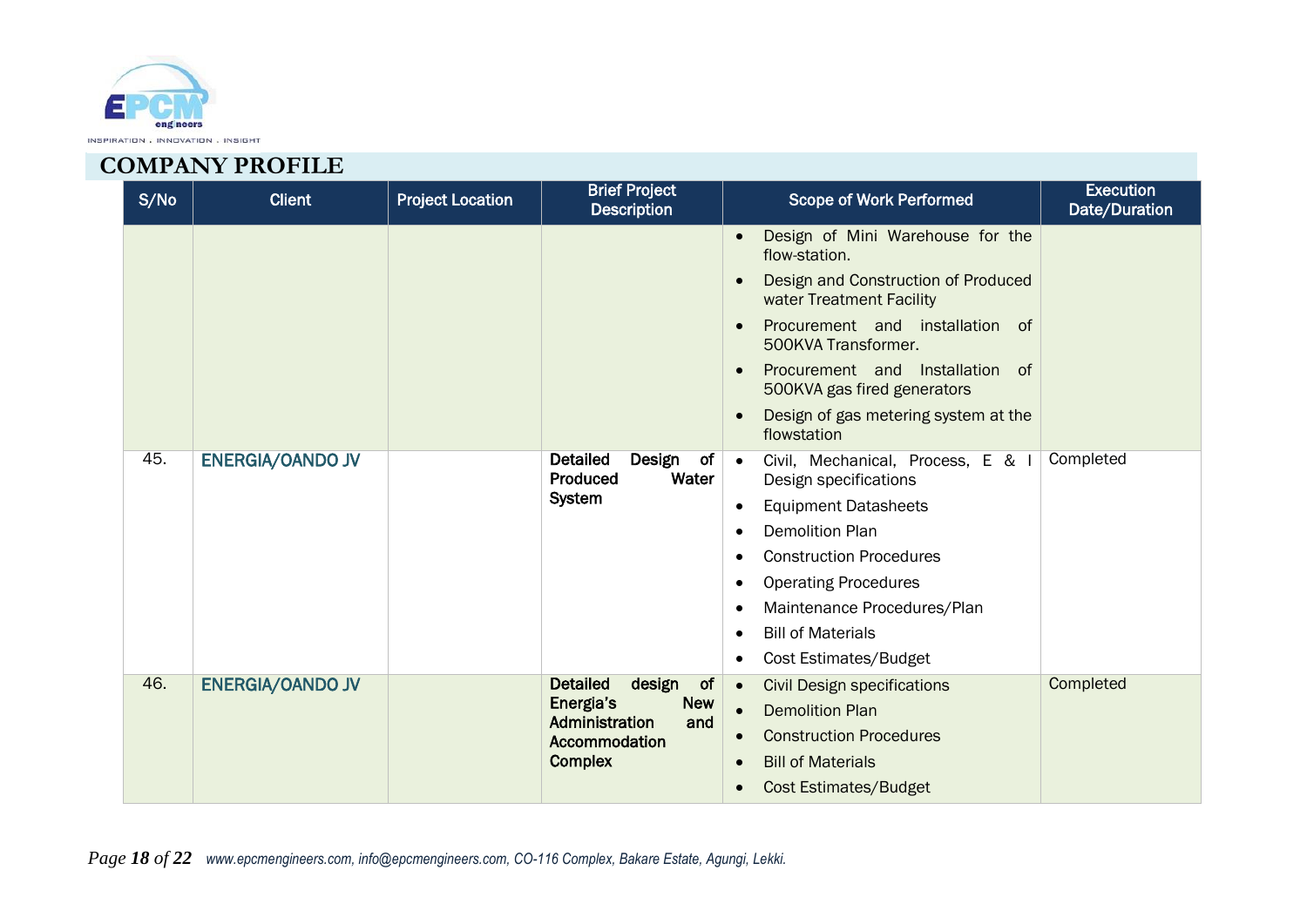## COMPANY PROFILE

| S/No | Client | Project Location | Brief Project Description | Scope of Work Performed | Execution Date/Duration |
|---|---|---|---|---|---|
| | | | | • Design of Mini Warehouse for the flow-station.<br>• Design and Construction of Produced water Treatment Facility<br>• Procurement and installation of 500KVA Transformer.<br>• Procurement and Installation of 500KVA gas fired generators<br>• Design of gas metering system at the flowstation | |
| 45. | ENERGIA/OANDO JV | | **Detailed Design of Produced Water System** | • Civil, Mechanical, Process, E & I Design specifications<br>• Equipment Datasheets<br>• Demolition Plan<br>• Construction Procedures<br>• Operating Procedures<br>• Maintenance Procedures/Plan<br>• Bill of Materials<br>• Cost Estimates/Budget | Completed |
| 46. | ENERGIA/OANDO JV | | **Detailed design of Energia's New Administration and Accommodation Complex** | • Civil Design specifications<br>• Demolition Plan<br>• Construction Procedures<br>• Bill of Materials<br>• Cost Estimates/Budget | Completed |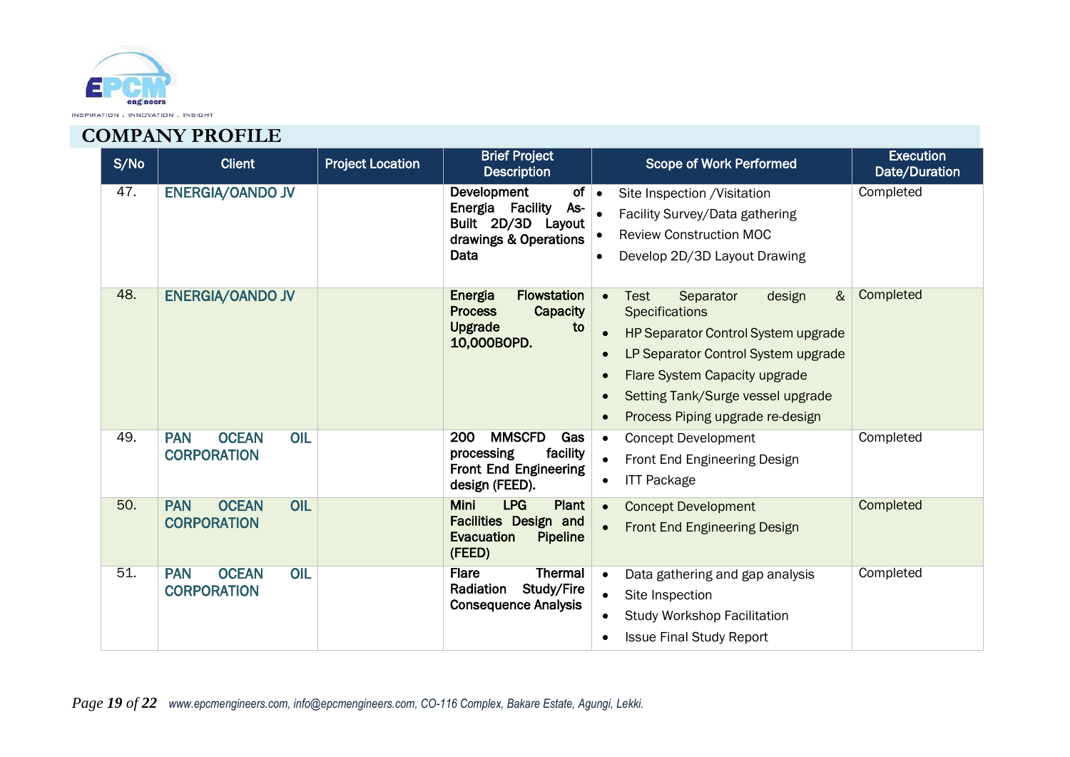## COMPANY PROFILE

| S/No | Client | Project Location | Brief Project Description | Scope of Work Performed | Execution Date/Duration |
|---|---|---|---|---|---|
| 47. | ENERGIA/OANDO JV | | Development of Energia Facility As-Built 2D/3D Layout drawings & Operations Data | • Site Inspection /Visitation<br>• Facility Survey/Data gathering<br>• Review Construction MOC<br>• Develop 2D/3D Layout Drawing | Completed |
| 48. | ENERGIA/OANDO JV | | Energia Flowstation Process Capacity Upgrade to 10,000BOPD. | • Test Separator design & Specifications<br>• HP Separator Control System upgrade<br>• LP Separator Control System upgrade<br>• Flare System Capacity upgrade<br>• Setting Tank/Surge vessel upgrade<br>• Process Piping upgrade re-design | Completed |
| 49. | PAN OCEAN OIL CORPORATION | | 200 MMSCFD Gas processing facility Front End Engineering design (FEED). | • Concept Development<br>• Front End Engineering Design<br>• ITT Package | Completed |
| 50. | PAN OCEAN OIL CORPORATION | | Mini LPG Plant Facilities Design and Evacuation Pipeline (FEED) | • Concept Development<br>• Front End Engineering Design | Completed |
| 51. | PAN OCEAN OIL CORPORATION | | Flare Thermal Radiation Study/Fire Consequence Analysis | • Data gathering and gap analysis<br>• Site Inspection<br>• Study Workshop Facilitation<br>• Issue Final Study Report | Completed |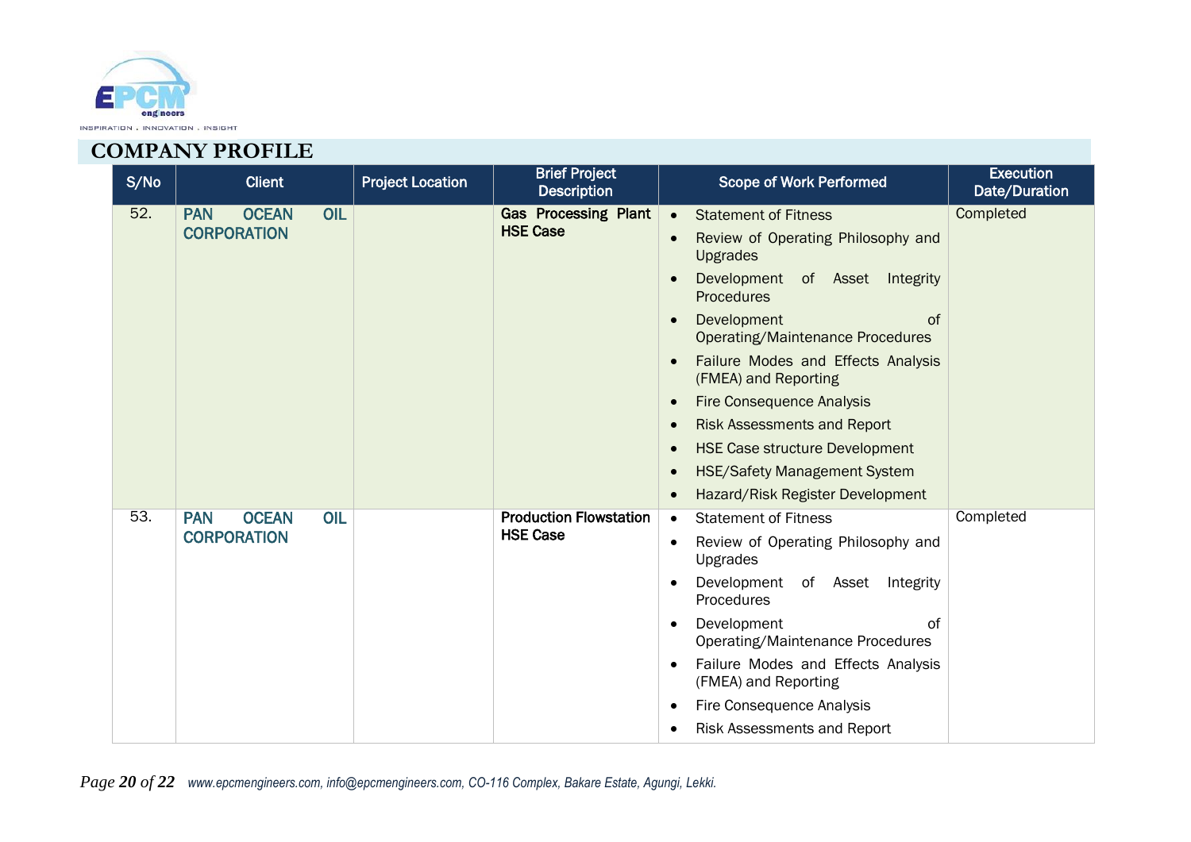## COMPANY PROFILE

| S/No | Client | Project Location | Brief Project Description | Scope of Work Performed | Execution Date/Duration |
|---|---|---|---|---|---|
| 52. | PAN OCEAN OIL CORPORATION | | **Gas Processing Plant HSE Case** | • Statement of Fitness<br>• Review of Operating Philosophy and Upgrades<br>• Development of Asset Integrity Procedures<br>• Development of Operating/Maintenance Procedures<br>• Failure Modes and Effects Analysis (FMEA) and Reporting<br>• Fire Consequence Analysis<br>• Risk Assessments and Report<br>• HSE Case structure Development<br>• HSE/Safety Management System<br>• Hazard/Risk Register Development | Completed |
| 53. | PAN OCEAN OIL CORPORATION | | **Production Flowstation HSE Case** | • Statement of Fitness<br>• Review of Operating Philosophy and Upgrades<br>• Development of Asset Integrity Procedures<br>• Development of Operating/Maintenance Procedures<br>• Failure Modes and Effects Analysis (FMEA) and Reporting<br>• Fire Consequence Analysis<br>• Risk Assessments and Report | Completed |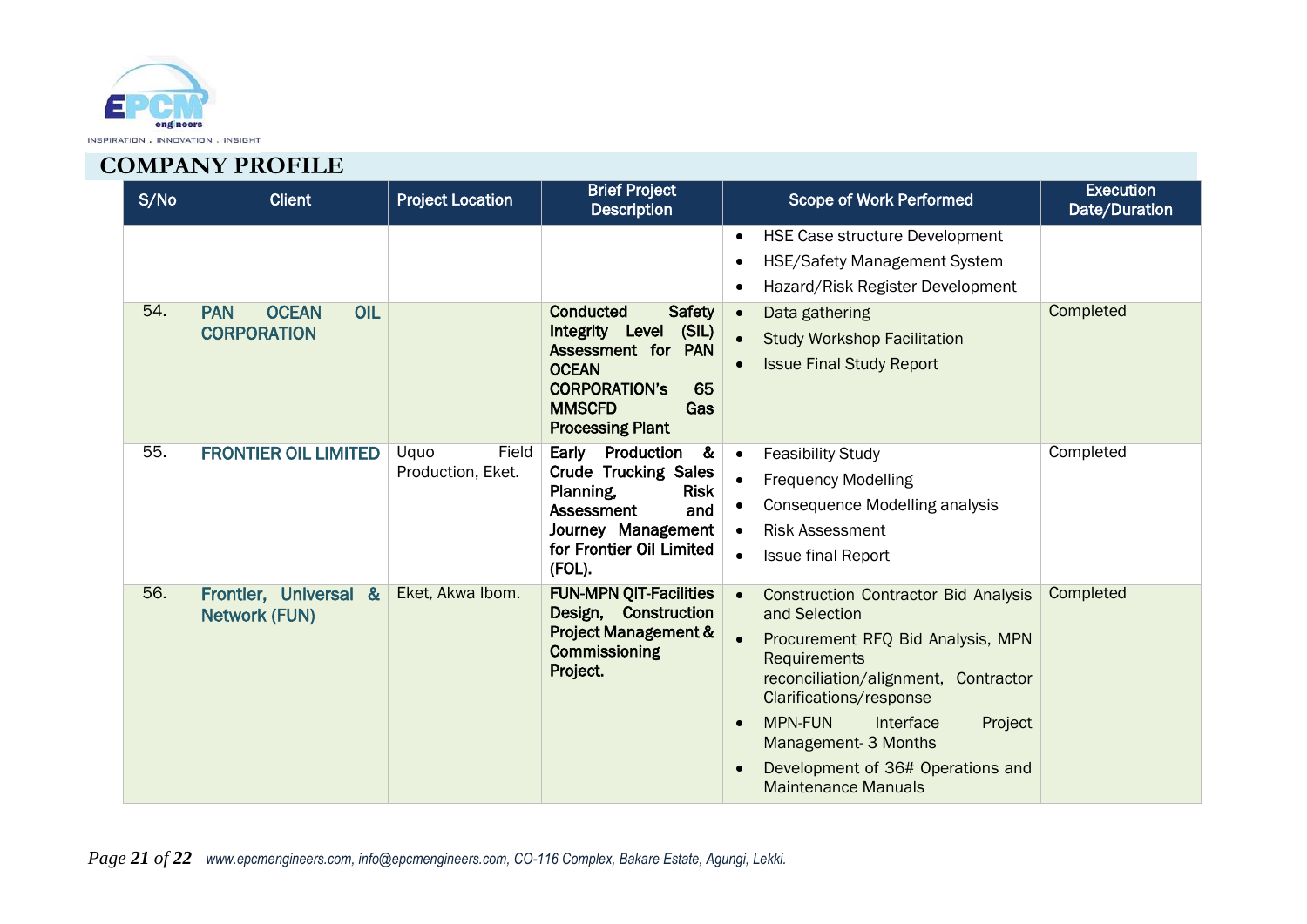## COMPANY PROFILE

| S/No | Client | Project Location | Brief Project Description | Scope of Work Performed | Execution Date/Duration |
|---|---|---|---|---|---|
| | | | | • HSE Case structure Development<br>• HSE/Safety Management System<br>• Hazard/Risk Register Development | |
| 54. | PAN OCEAN OIL CORPORATION | | **Conducted Safety Integrity Level (SIL) Assessment for PAN OCEAN CORPORATION's 65 MMSCFD Gas Processing Plant** | • Data gathering<br>• Study Workshop Facilitation<br>• Issue Final Study Report | Completed |
| 55. | FRONTIER OIL LIMITED | Uquo Field Production, Eket. | **Early Production & Crude Trucking Sales Planning, Risk Assessment and Journey Management for Frontier Oil Limited (FOL).** | • Feasibility Study<br>• Frequency Modelling<br>• Consequence Modelling analysis<br>• Risk Assessment<br>• Issue final Report | Completed |
| 56. | Frontier, Universal & Network (FUN) | Eket, Akwa Ibom. | **FUN-MPN QIT-Facilities Design, Construction Project Management & Commissioning Project.** | • Construction Contractor Bid Analysis and Selection<br>• Procurement RFQ Bid Analysis, MPN Requirements reconciliation/alignment, Contractor Clarifications/response<br>• MPN-FUN Interface Project Management- 3 Months<br>• Development of 36# Operations and Maintenance Manuals | Completed |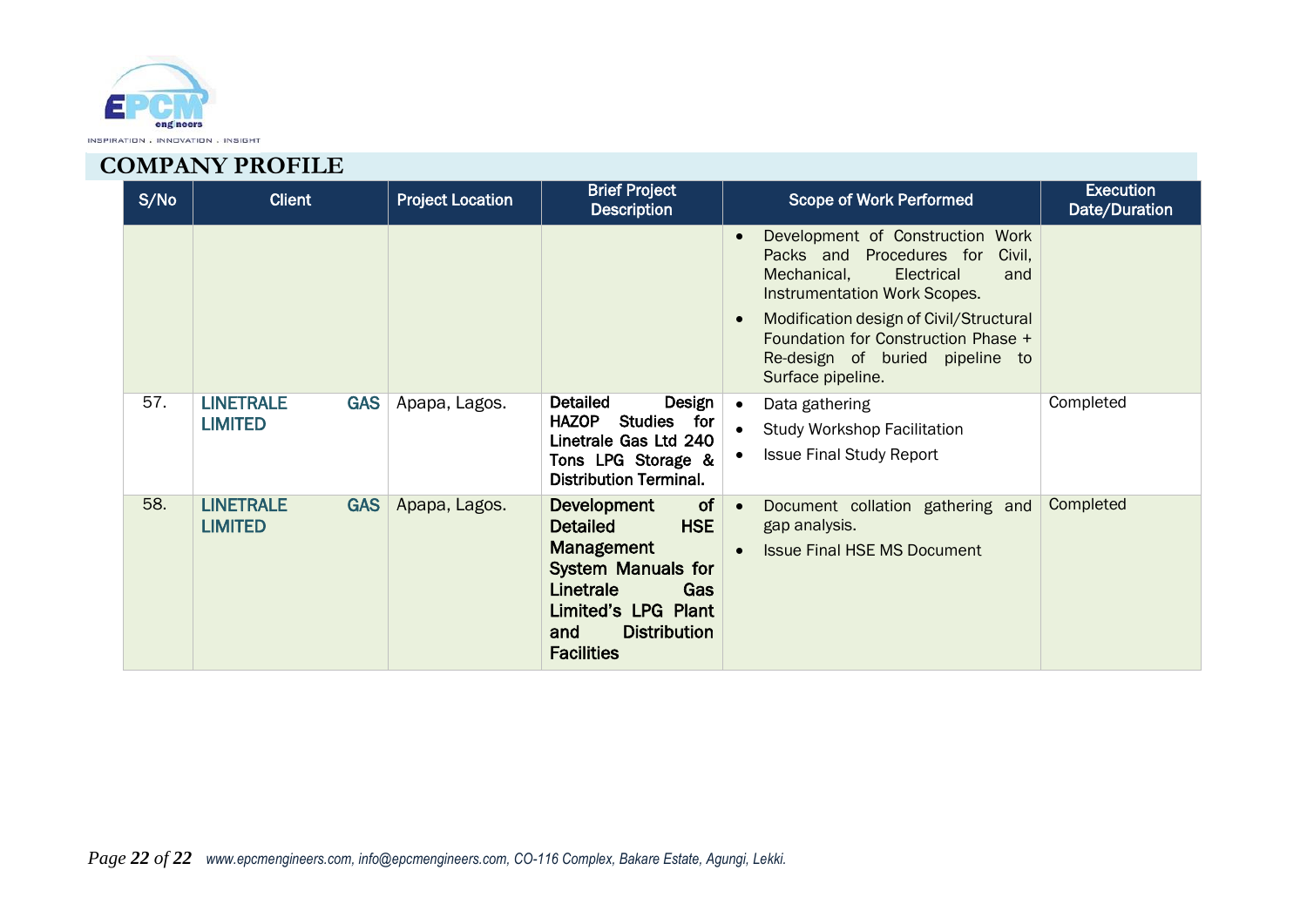## COMPANY PROFILE

| S/No | Client | Project Location | Brief Project Description | Scope of Work Performed | Execution Date/Duration |
|---|---|---|---|---|---|
| | | | | • Development of Construction Work Packs and Procedures for Civil, Mechanical, Electrical and Instrumentation Work Scopes.<br>• Modification design of Civil/Structural Foundation for Construction Phase + Re-design of buried pipeline to Surface pipeline. | |
| 57. | LINETRALE GAS LIMITED | Apapa, Lagos. | **Detailed Design HAZOP Studies for Linetrale Gas Ltd 240 Tons LPG Storage & Distribution Terminal.** | • Data gathering<br>• Study Workshop Facilitation<br>• Issue Final Study Report | Completed |
| 58. | LINETRALE GAS LIMITED | Apapa, Lagos. | **Development of Detailed HSE Management System Manuals for Linetrale Gas Limited's LPG Plant and Distribution Facilities** | • Document collation gathering and gap analysis.<br>• Issue Final HSE MS Document | Completed |